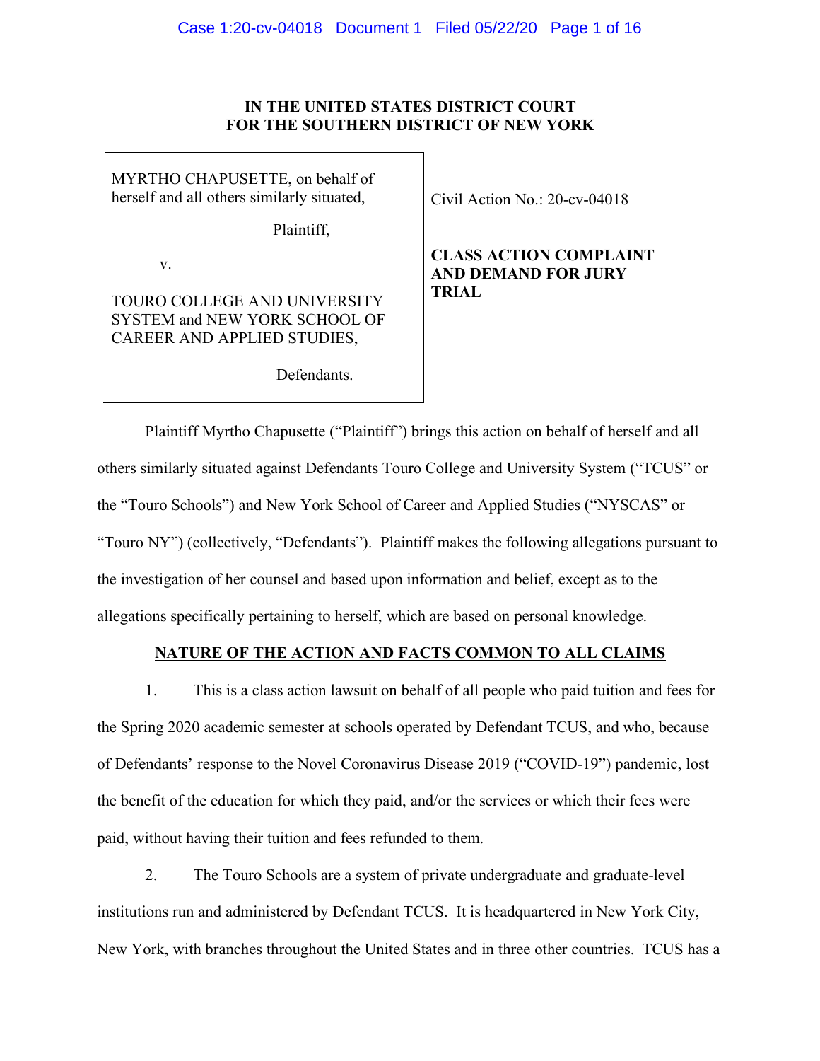**IN THE UNITED STATES DISTRICT COURT**
**FOR THE SOUTHERN DISTRICT OF NEW YORK**

| | |
|---|---|
| MYRTHO CHAPUSETTE, on behalf of herself and all others similarly situated,<br><br>Plaintiff,<br><br>v.<br><br>TOURO COLLEGE AND UNIVERSITY SYSTEM and NEW YORK SCHOOL OF CAREER AND APPLIED STUDIES,<br><br>Defendants. | Civil Action No.: 20-cv-04018<br><br>**CLASS ACTION COMPLAINT AND DEMAND FOR JURY TRIAL** |

Plaintiff Myrtho Chapusette ("Plaintiff") brings this action on behalf of herself and all others similarly situated against Defendants Touro College and University System ("TCUS" or the "Touro Schools") and New York School of Career and Applied Studies ("NYSCAS" or "Touro NY") (collectively, "Defendants"). Plaintiff makes the following allegations pursuant to the investigation of her counsel and based upon information and belief, except as to the allegations specifically pertaining to herself, which are based on personal knowledge.

## NATURE OF THE ACTION AND FACTS COMMON TO ALL CLAIMS

1. This is a class action lawsuit on behalf of all people who paid tuition and fees for the Spring 2020 academic semester at schools operated by Defendant TCUS, and who, because of Defendants' response to the Novel Coronavirus Disease 2019 ("COVID-19") pandemic, lost the benefit of the education for which they paid, and/or the services or which their fees were paid, without having their tuition and fees refunded to them.

2. The Touro Schools are a system of private undergraduate and graduate-level institutions run and administered by Defendant TCUS. It is headquartered in New York City, New York, with branches throughout the United States and in three other countries. TCUS has a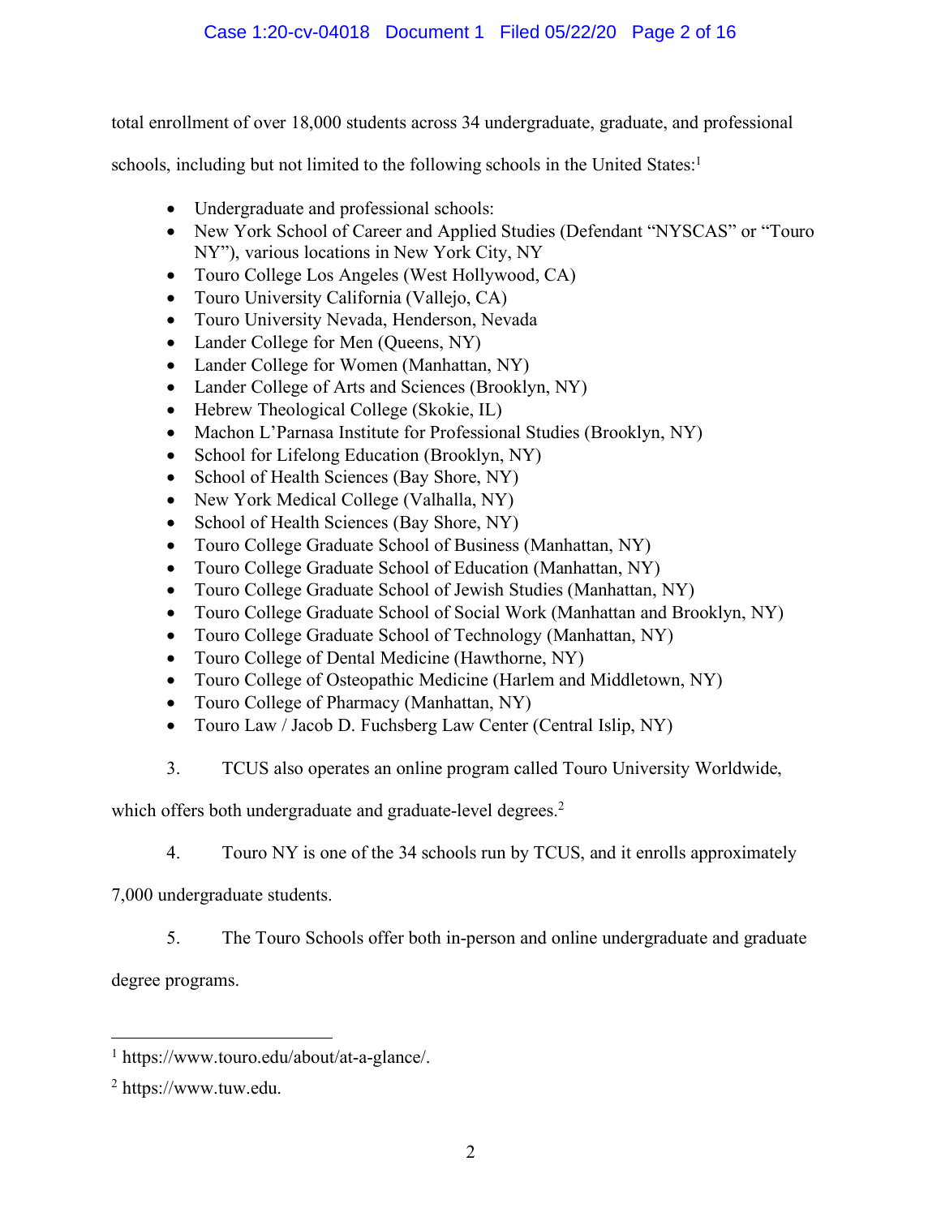total enrollment of over 18,000 students across 34 undergraduate, graduate, and professional schools, including but not limited to the following schools in the United States:[1]

- Undergraduate and professional schools:
- New York School of Career and Applied Studies (Defendant "NYSCAS" or "Touro NY"), various locations in New York City, NY
- Touro College Los Angeles (West Hollywood, CA)
- Touro University California (Vallejo, CA)
- Touro University Nevada, Henderson, Nevada
- Lander College for Men (Queens, NY)
- Lander College for Women (Manhattan, NY)
- Lander College of Arts and Sciences (Brooklyn, NY)
- Hebrew Theological College (Skokie, IL)
- Machon L'Parnasa Institute for Professional Studies (Brooklyn, NY)
- School for Lifelong Education (Brooklyn, NY)
- School of Health Sciences (Bay Shore, NY)
- New York Medical College (Valhalla, NY)
- School of Health Sciences (Bay Shore, NY)
- Touro College Graduate School of Business (Manhattan, NY)
- Touro College Graduate School of Education (Manhattan, NY)
- Touro College Graduate School of Jewish Studies (Manhattan, NY)
- Touro College Graduate School of Social Work (Manhattan and Brooklyn, NY)
- Touro College Graduate School of Technology (Manhattan, NY)
- Touro College of Dental Medicine (Hawthorne, NY)
- Touro College of Osteopathic Medicine (Harlem and Middletown, NY)
- Touro College of Pharmacy (Manhattan, NY)
- Touro Law / Jacob D. Fuchsberg Law Center (Central Islip, NY)

3. TCUS also operates an online program called Touro University Worldwide, which offers both undergraduate and graduate-level degrees.[2]

4. Touro NY is one of the 34 schools run by TCUS, and it enrolls approximately 7,000 undergraduate students.

5. The Touro Schools offer both in-person and online undergraduate and graduate degree programs.

---

[1] https://www.touro.edu/about/at-a-glance/.

[2] https://www.tuw.edu.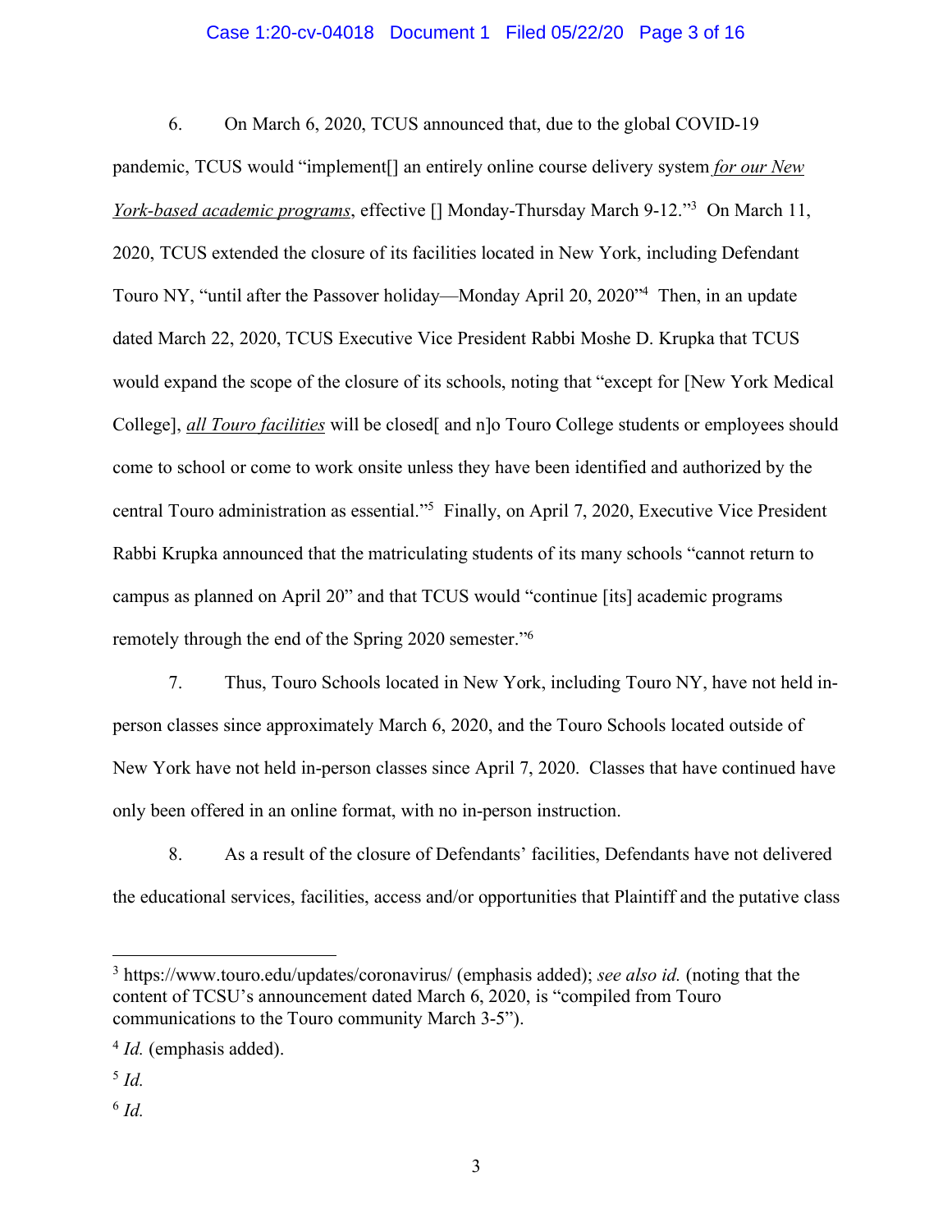6. On March 6, 2020, TCUS announced that, due to the global COVID-19 pandemic, TCUS would "implement[] an entirely online course delivery system *for our New York-based academic programs*, effective [] Monday-Thursday March 9-12."[3] On March 11, 2020, TCUS extended the closure of its facilities located in New York, including Defendant Touro NY, "until after the Passover holiday—Monday April 20, 2020"[4] Then, in an update dated March 22, 2020, TCUS Executive Vice President Rabbi Moshe D. Krupka that TCUS would expand the scope of the closure of its schools, noting that "except for [New York Medical College], *all Touro facilities* will be closed[ and n]o Touro College students or employees should come to school or come to work onsite unless they have been identified and authorized by the central Touro administration as essential."[5] Finally, on April 7, 2020, Executive Vice President Rabbi Krupka announced that the matriculating students of its many schools "cannot return to campus as planned on April 20" and that TCUS would "continue [its] academic programs remotely through the end of the Spring 2020 semester."[6]

7. Thus, Touro Schools located in New York, including Touro NY, have not held in-person classes since approximately March 6, 2020, and the Touro Schools located outside of New York have not held in-person classes since April 7, 2020. Classes that have continued have only been offered in an online format, with no in-person instruction.

8. As a result of the closure of Defendants' facilities, Defendants have not delivered the educational services, facilities, access and/or opportunities that Plaintiff and the putative class

---

[3] https://www.touro.edu/updates/coronavirus/ (emphasis added); *see also id.* (noting that the content of TCSU's announcement dated March 6, 2020, is "compiled from Touro communications to the Touro community March 3-5").

[4] *Id.* (emphasis added).

[5] *Id.*

[6] *Id.*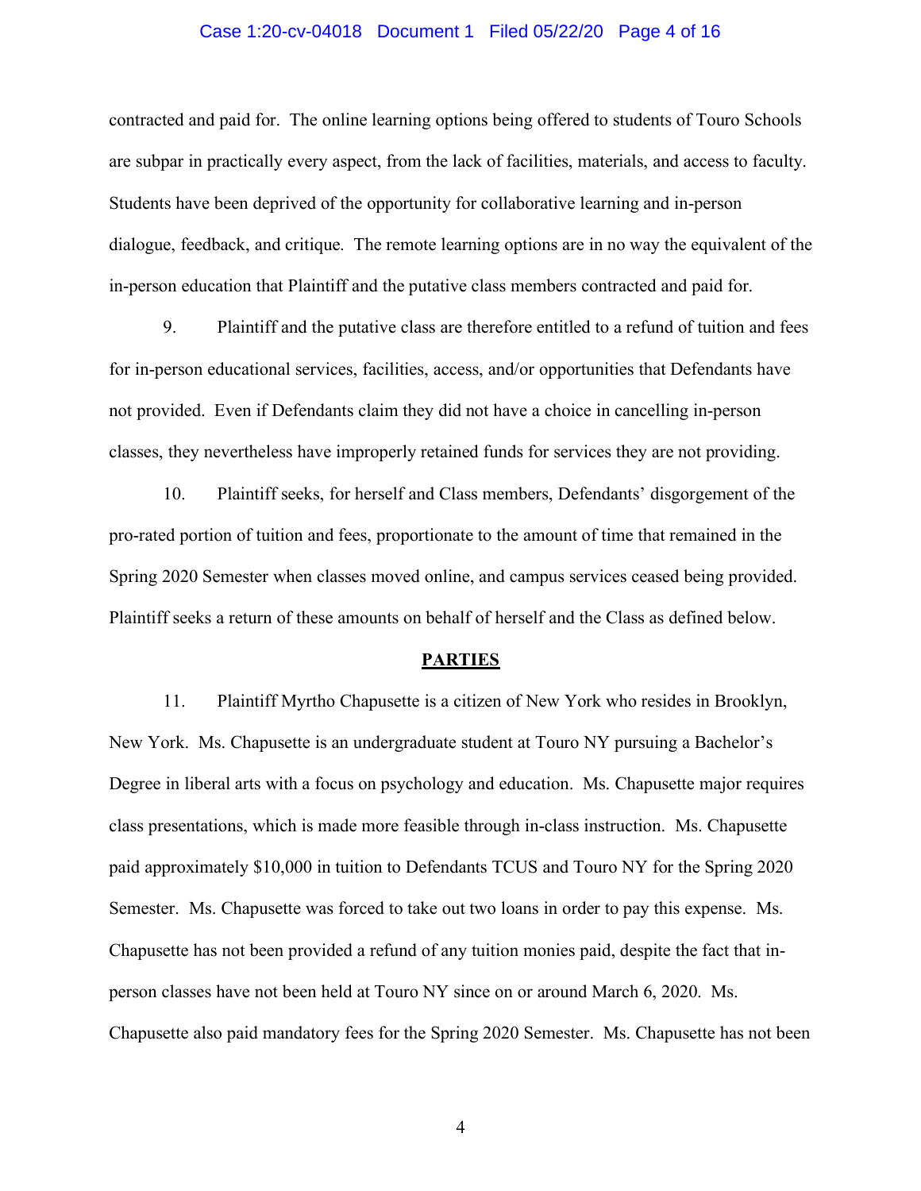contracted and paid for. The online learning options being offered to students of Touro Schools are subpar in practically every aspect, from the lack of facilities, materials, and access to faculty. Students have been deprived of the opportunity for collaborative learning and in-person dialogue, feedback, and critique. The remote learning options are in no way the equivalent of the in-person education that Plaintiff and the putative class members contracted and paid for.

9. Plaintiff and the putative class are therefore entitled to a refund of tuition and fees for in-person educational services, facilities, access, and/or opportunities that Defendants have not provided. Even if Defendants claim they did not have a choice in cancelling in-person classes, they nevertheless have improperly retained funds for services they are not providing.

10. Plaintiff seeks, for herself and Class members, Defendants' disgorgement of the pro-rated portion of tuition and fees, proportionate to the amount of time that remained in the Spring 2020 Semester when classes moved online, and campus services ceased being provided. Plaintiff seeks a return of these amounts on behalf of herself and the Class as defined below.

## PARTIES

11. Plaintiff Myrtho Chapusette is a citizen of New York who resides in Brooklyn, New York. Ms. Chapusette is an undergraduate student at Touro NY pursuing a Bachelor's Degree in liberal arts with a focus on psychology and education. Ms. Chapusette major requires class presentations, which is made more feasible through in-class instruction. Ms. Chapusette paid approximately $10,000 in tuition to Defendants TCUS and Touro NY for the Spring 2020 Semester. Ms. Chapusette was forced to take out two loans in order to pay this expense. Ms. Chapusette has not been provided a refund of any tuition monies paid, despite the fact that in-person classes have not been held at Touro NY since on or around March 6, 2020. Ms. Chapusette also paid mandatory fees for the Spring 2020 Semester. Ms. Chapusette has not been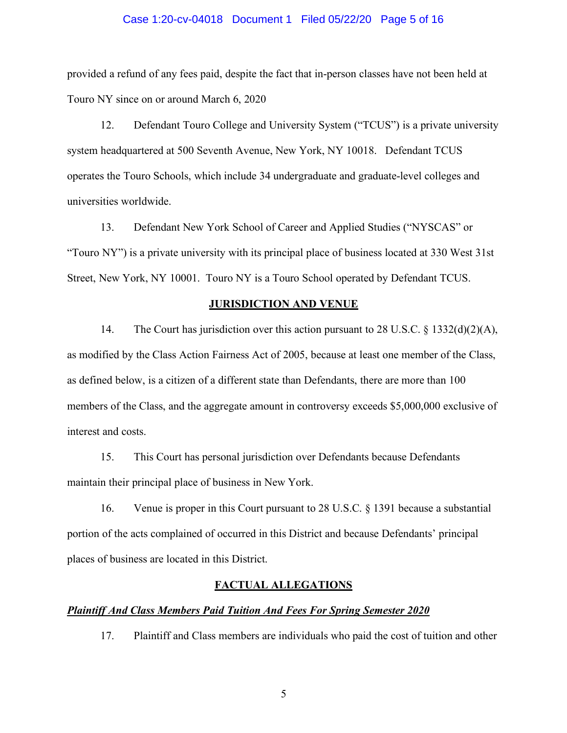provided a refund of any fees paid, despite the fact that in-person classes have not been held at Touro NY since on or around March 6, 2020

12. Defendant Touro College and University System ("TCUS") is a private university system headquartered at 500 Seventh Avenue, New York, NY 10018. Defendant TCUS operates the Touro Schools, which include 34 undergraduate and graduate-level colleges and universities worldwide.

13. Defendant New York School of Career and Applied Studies ("NYSCAS" or "Touro NY") is a private university with its principal place of business located at 330 West 31st Street, New York, NY 10001. Touro NY is a Touro School operated by Defendant TCUS.

## JURISDICTION AND VENUE

14. The Court has jurisdiction over this action pursuant to 28 U.S.C. § 1332(d)(2)(A), as modified by the Class Action Fairness Act of 2005, because at least one member of the Class, as defined below, is a citizen of a different state than Defendants, there are more than 100 members of the Class, and the aggregate amount in controversy exceeds $5,000,000 exclusive of interest and costs.

15. This Court has personal jurisdiction over Defendants because Defendants maintain their principal place of business in New York.

16. Venue is proper in this Court pursuant to 28 U.S.C. § 1391 because a substantial portion of the acts complained of occurred in this District and because Defendants' principal places of business are located in this District.

## FACTUAL ALLEGATIONS

### *Plaintiff And Class Members Paid Tuition And Fees For Spring Semester 2020*

17. Plaintiff and Class members are individuals who paid the cost of tuition and other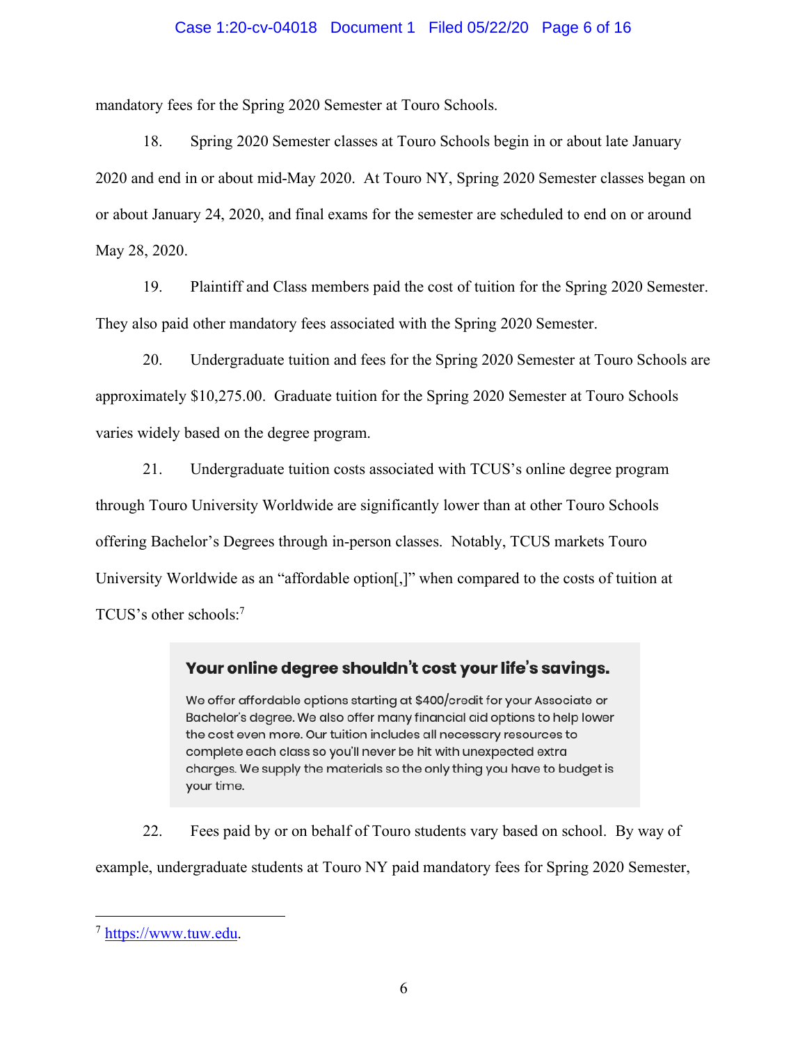mandatory fees for the Spring 2020 Semester at Touro Schools.

18. Spring 2020 Semester classes at Touro Schools begin in or about late January 2020 and end in or about mid-May 2020. At Touro NY, Spring 2020 Semester classes began on or about January 24, 2020, and final exams for the semester are scheduled to end on or around May 28, 2020.

19. Plaintiff and Class members paid the cost of tuition for the Spring 2020 Semester. They also paid other mandatory fees associated with the Spring 2020 Semester.

20. Undergraduate tuition and fees for the Spring 2020 Semester at Touro Schools are approximately $10,275.00. Graduate tuition for the Spring 2020 Semester at Touro Schools varies widely based on the degree program.

21. Undergraduate tuition costs associated with TCUS's online degree program through Touro University Worldwide are significantly lower than at other Touro Schools offering Bachelor's Degrees through in-person classes. Notably, TCUS markets Touro University Worldwide as an "affordable option[,]" when compared to the costs of tuition at TCUS's other schools:[7]

> **Your online degree shouldn't cost your life's savings.**
>
> We offer affordable options starting at $400/credit for your Associate or Bachelor's degree. We also offer many financial aid options to help lower the cost even more. Our tuition includes all necessary resources to complete each class so you'll never be hit with unexpected extra charges. We supply the materials so the only thing you have to budget is your time.

22. Fees paid by or on behalf of Touro students vary based on school. By way of example, undergraduate students at Touro NY paid mandatory fees for Spring 2020 Semester,

---

[7] https://www.tuw.edu.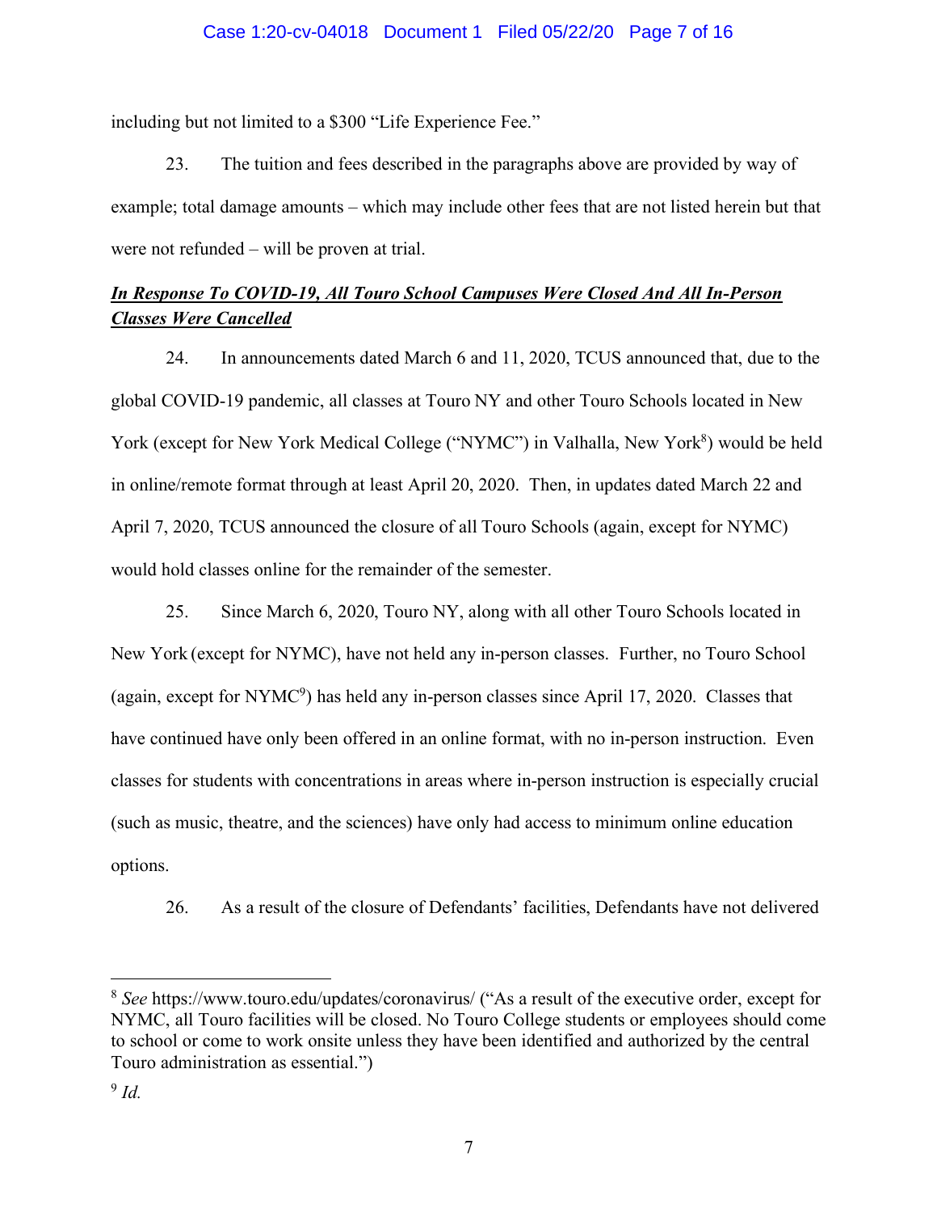including but not limited to a $300 "Life Experience Fee."

23. The tuition and fees described in the paragraphs above are provided by way of example; total damage amounts – which may include other fees that are not listed herein but that were not refunded – will be proven at trial.

***In Response To COVID-19, All Touro School Campuses Were Closed And All In-Person Classes Were Cancelled***

24. In announcements dated March 6 and 11, 2020, TCUS announced that, due to the global COVID-19 pandemic, all classes at Touro NY and other Touro Schools located in New York (except for New York Medical College ("NYMC") in Valhalla, New York[8]) would be held in online/remote format through at least April 20, 2020. Then, in updates dated March 22 and April 7, 2020, TCUS announced the closure of all Touro Schools (again, except for NYMC) would hold classes online for the remainder of the semester.

25. Since March 6, 2020, Touro NY, along with all other Touro Schools located in New York (except for NYMC), have not held any in-person classes. Further, no Touro School (again, except for NYMC[9]) has held any in-person classes since April 17, 2020. Classes that have continued have only been offered in an online format, with no in-person instruction. Even classes for students with concentrations in areas where in-person instruction is especially crucial (such as music, theatre, and the sciences) have only had access to minimum online education options.

26. As a result of the closure of Defendants' facilities, Defendants have not delivered

---

[8] *See* https://www.touro.edu/updates/coronavirus/ ("As a result of the executive order, except for NYMC, all Touro facilities will be closed. No Touro College students or employees should come to school or come to work onsite unless they have been identified and authorized by the central Touro administration as essential.")

[9] *Id.*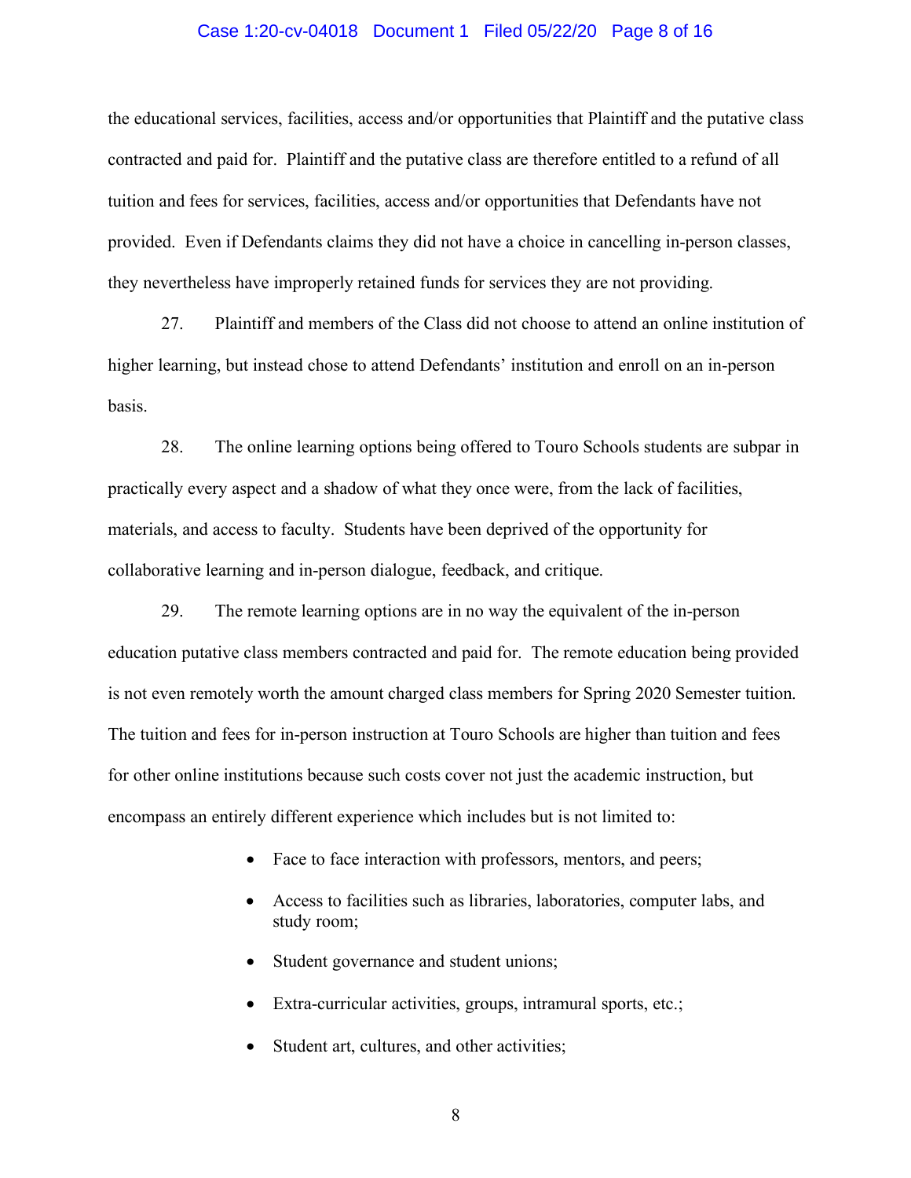the educational services, facilities, access and/or opportunities that Plaintiff and the putative class contracted and paid for. Plaintiff and the putative class are therefore entitled to a refund of all tuition and fees for services, facilities, access and/or opportunities that Defendants have not provided. Even if Defendants claims they did not have a choice in cancelling in-person classes, they nevertheless have improperly retained funds for services they are not providing.

27. Plaintiff and members of the Class did not choose to attend an online institution of higher learning, but instead chose to attend Defendants' institution and enroll on an in-person basis.

28. The online learning options being offered to Touro Schools students are subpar in practically every aspect and a shadow of what they once were, from the lack of facilities, materials, and access to faculty. Students have been deprived of the opportunity for collaborative learning and in-person dialogue, feedback, and critique.

29. The remote learning options are in no way the equivalent of the in-person education putative class members contracted and paid for. The remote education being provided is not even remotely worth the amount charged class members for Spring 2020 Semester tuition. The tuition and fees for in-person instruction at Touro Schools are higher than tuition and fees for other online institutions because such costs cover not just the academic instruction, but encompass an entirely different experience which includes but is not limited to:

- Face to face interaction with professors, mentors, and peers;
- Access to facilities such as libraries, laboratories, computer labs, and study room;
- Student governance and student unions;
- Extra-curricular activities, groups, intramural sports, etc.;
- Student art, cultures, and other activities;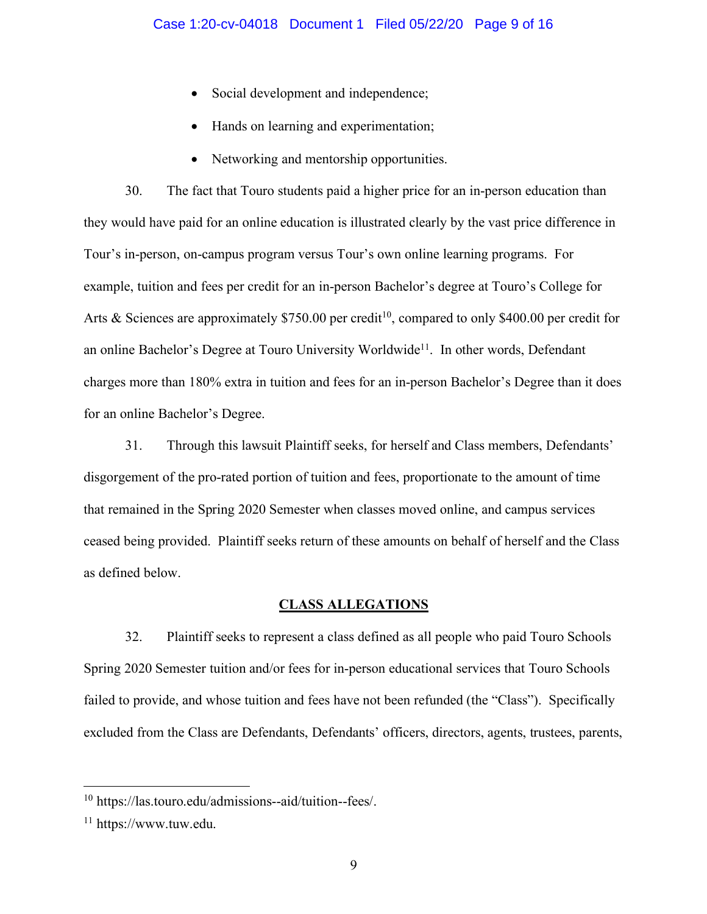- Social development and independence;
- Hands on learning and experimentation;
- Networking and mentorship opportunities.

30. The fact that Touro students paid a higher price for an in-person education than they would have paid for an online education is illustrated clearly by the vast price difference in Tour's in-person, on-campus program versus Tour's own online learning programs. For example, tuition and fees per credit for an in-person Bachelor's degree at Touro's College for Arts & Sciences are approximately $750.00 per credit[10], compared to only $400.00 per credit for an online Bachelor's Degree at Touro University Worldwide[11]. In other words, Defendant charges more than 180% extra in tuition and fees for an in-person Bachelor's Degree than it does for an online Bachelor's Degree.

31. Through this lawsuit Plaintiff seeks, for herself and Class members, Defendants' disgorgement of the pro-rated portion of tuition and fees, proportionate to the amount of time that remained in the Spring 2020 Semester when classes moved online, and campus services ceased being provided. Plaintiff seeks return of these amounts on behalf of herself and the Class as defined below.

## CLASS ALLEGATIONS

32. Plaintiff seeks to represent a class defined as all people who paid Touro Schools Spring 2020 Semester tuition and/or fees for in-person educational services that Touro Schools failed to provide, and whose tuition and fees have not been refunded (the "Class"). Specifically excluded from the Class are Defendants, Defendants' officers, directors, agents, trustees, parents,

---

[10] https://las.touro.edu/admissions--aid/tuition--fees/.

[11] https://www.tuw.edu.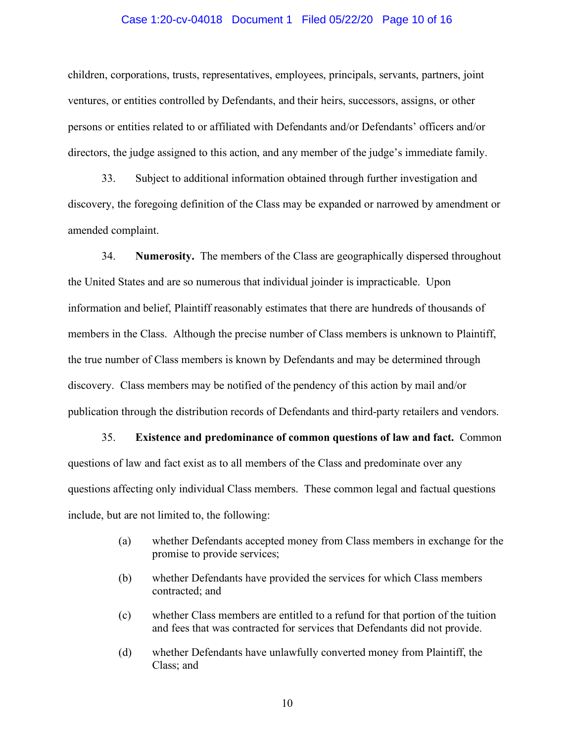children, corporations, trusts, representatives, employees, principals, servants, partners, joint ventures, or entities controlled by Defendants, and their heirs, successors, assigns, or other persons or entities related to or affiliated with Defendants and/or Defendants' officers and/or directors, the judge assigned to this action, and any member of the judge's immediate family.

33. Subject to additional information obtained through further investigation and discovery, the foregoing definition of the Class may be expanded or narrowed by amendment or amended complaint.

34. **Numerosity.** The members of the Class are geographically dispersed throughout the United States and are so numerous that individual joinder is impracticable. Upon information and belief, Plaintiff reasonably estimates that there are hundreds of thousands of members in the Class. Although the precise number of Class members is unknown to Plaintiff, the true number of Class members is known by Defendants and may be determined through discovery. Class members may be notified of the pendency of this action by mail and/or publication through the distribution records of Defendants and third-party retailers and vendors.

35. **Existence and predominance of common questions of law and fact.** Common questions of law and fact exist as to all members of the Class and predominate over any questions affecting only individual Class members. These common legal and factual questions include, but are not limited to, the following:

(a) whether Defendants accepted money from Class members in exchange for the promise to provide services;

(b) whether Defendants have provided the services for which Class members contracted; and

(c) whether Class members are entitled to a refund for that portion of the tuition and fees that was contracted for services that Defendants did not provide.

(d) whether Defendants have unlawfully converted money from Plaintiff, the Class; and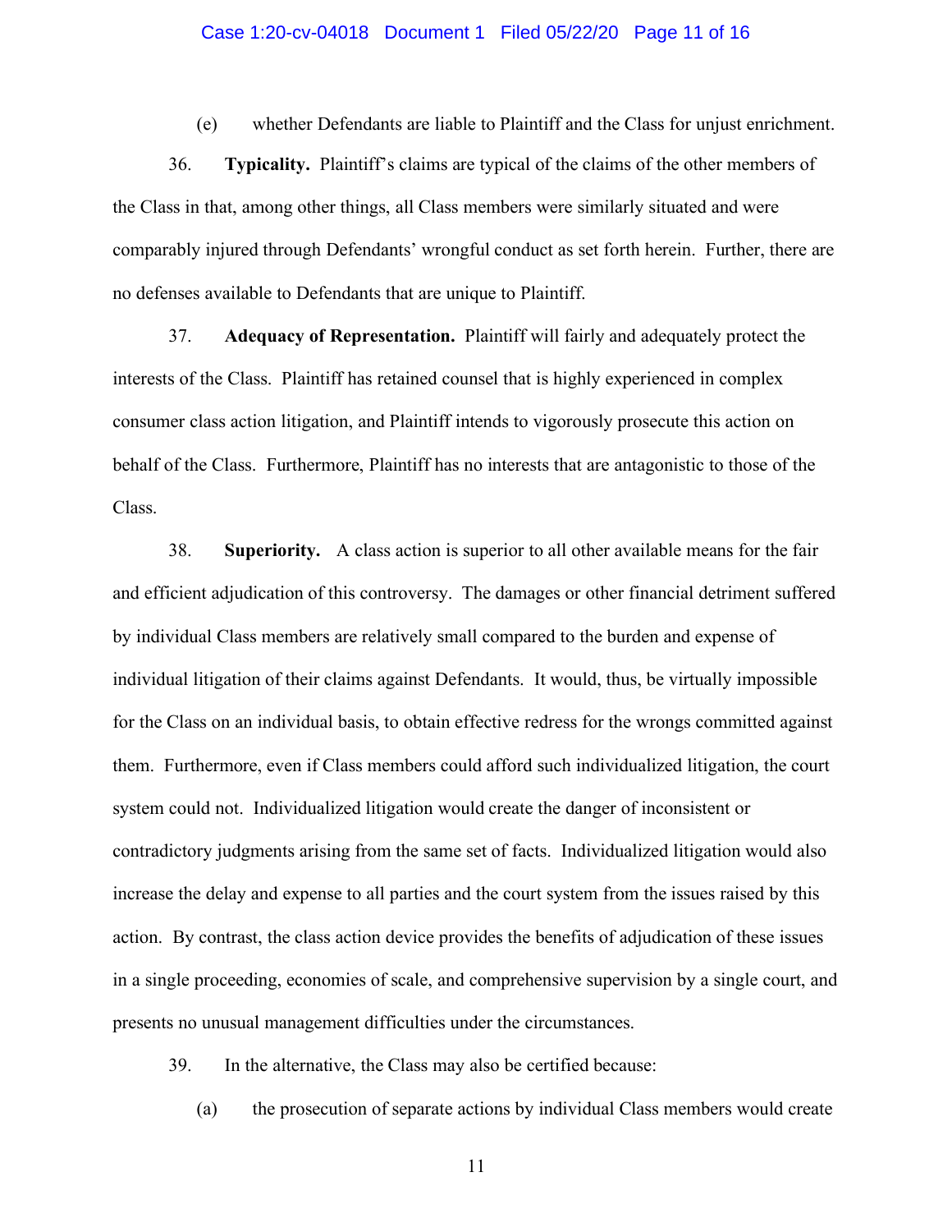(e) whether Defendants are liable to Plaintiff and the Class for unjust enrichment.

36. **Typicality.** Plaintiff's claims are typical of the claims of the other members of the Class in that, among other things, all Class members were similarly situated and were comparably injured through Defendants' wrongful conduct as set forth herein. Further, there are no defenses available to Defendants that are unique to Plaintiff.

37. **Adequacy of Representation.** Plaintiff will fairly and adequately protect the interests of the Class. Plaintiff has retained counsel that is highly experienced in complex consumer class action litigation, and Plaintiff intends to vigorously prosecute this action on behalf of the Class. Furthermore, Plaintiff has no interests that are antagonistic to those of the Class.

38. **Superiority.** A class action is superior to all other available means for the fair and efficient adjudication of this controversy. The damages or other financial detriment suffered by individual Class members are relatively small compared to the burden and expense of individual litigation of their claims against Defendants. It would, thus, be virtually impossible for the Class on an individual basis, to obtain effective redress for the wrongs committed against them. Furthermore, even if Class members could afford such individualized litigation, the court system could not. Individualized litigation would create the danger of inconsistent or contradictory judgments arising from the same set of facts. Individualized litigation would also increase the delay and expense to all parties and the court system from the issues raised by this action. By contrast, the class action device provides the benefits of adjudication of these issues in a single proceeding, economies of scale, and comprehensive supervision by a single court, and presents no unusual management difficulties under the circumstances.

39. In the alternative, the Class may also be certified because:

(a) the prosecution of separate actions by individual Class members would create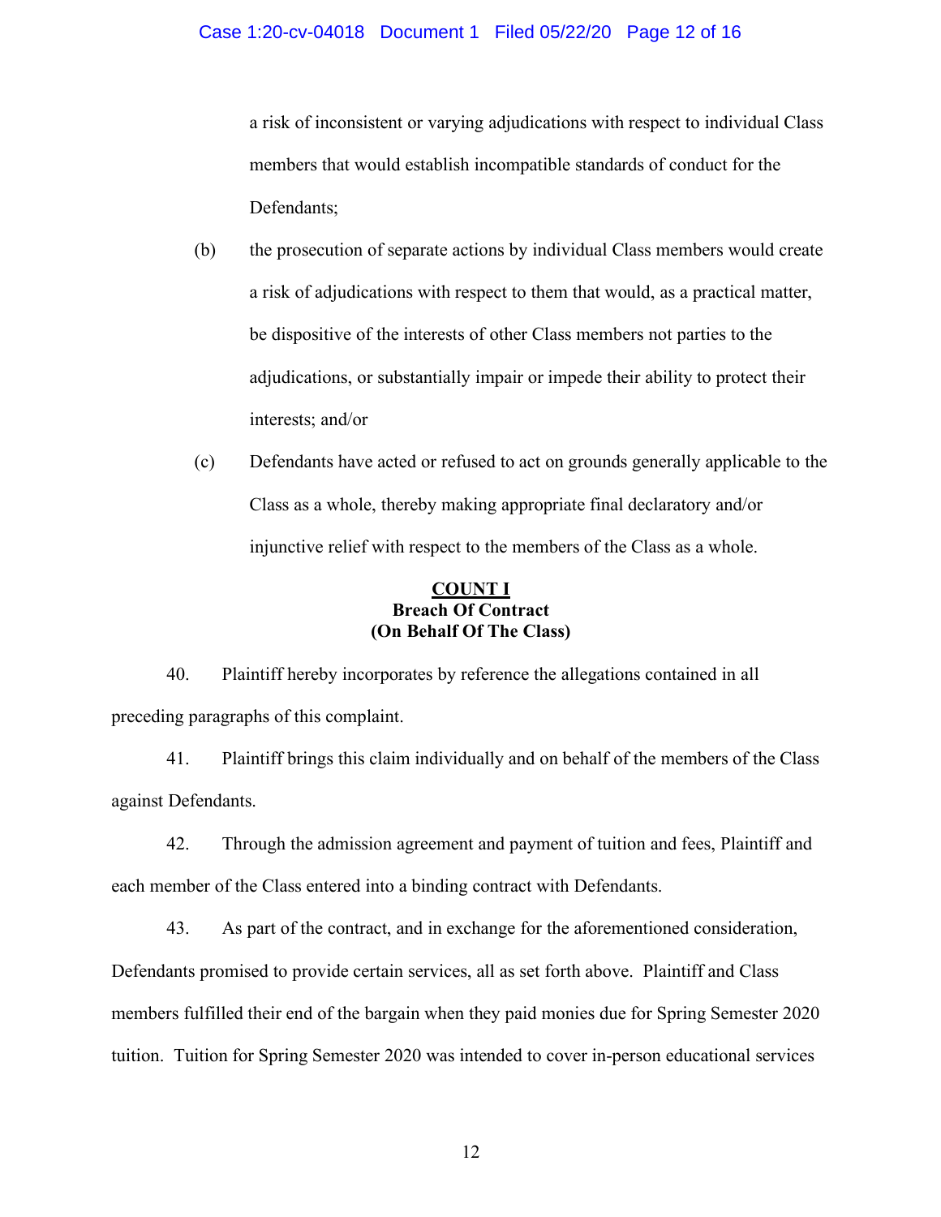a risk of inconsistent or varying adjudications with respect to individual Class members that would establish incompatible standards of conduct for the Defendants;

(b) the prosecution of separate actions by individual Class members would create a risk of adjudications with respect to them that would, as a practical matter, be dispositive of the interests of other Class members not parties to the adjudications, or substantially impair or impede their ability to protect their interests; and/or

(c) Defendants have acted or refused to act on grounds generally applicable to the Class as a whole, thereby making appropriate final declaratory and/or injunctive relief with respect to the members of the Class as a whole.

## COUNT I
**Breach Of Contract**
**(On Behalf Of The Class)**

40. Plaintiff hereby incorporates by reference the allegations contained in all preceding paragraphs of this complaint.

41. Plaintiff brings this claim individually and on behalf of the members of the Class against Defendants.

42. Through the admission agreement and payment of tuition and fees, Plaintiff and each member of the Class entered into a binding contract with Defendants.

43. As part of the contract, and in exchange for the aforementioned consideration, Defendants promised to provide certain services, all as set forth above. Plaintiff and Class members fulfilled their end of the bargain when they paid monies due for Spring Semester 2020 tuition. Tuition for Spring Semester 2020 was intended to cover in-person educational services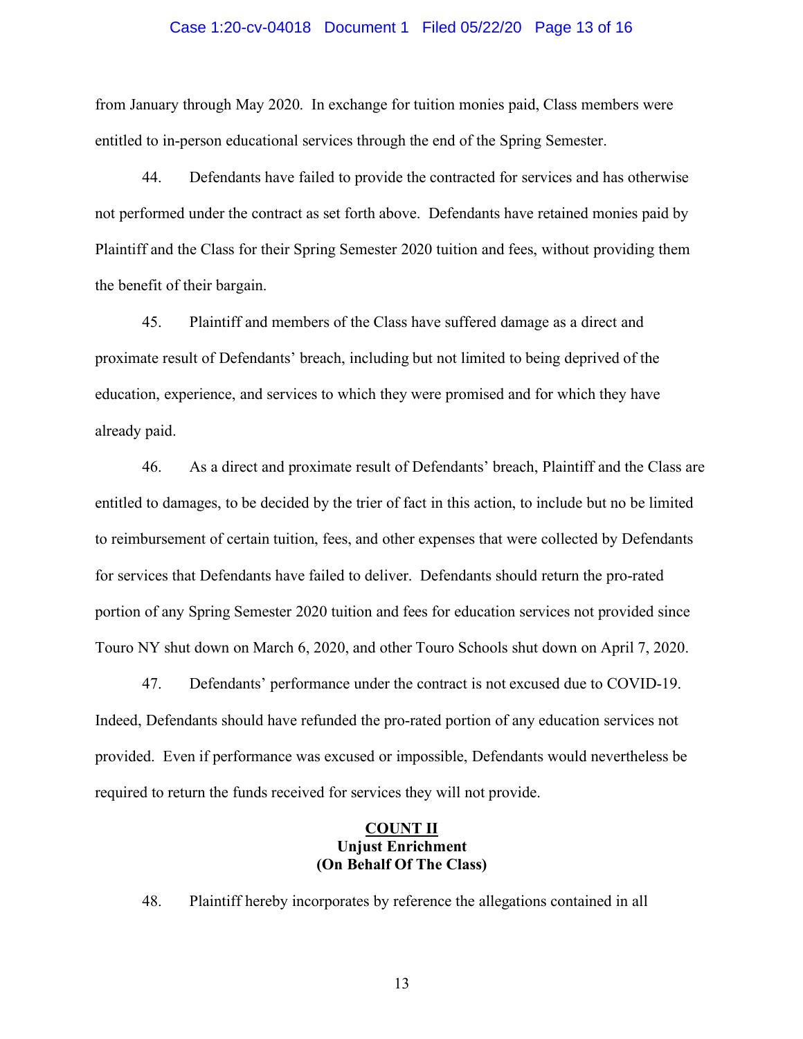from January through May 2020. In exchange for tuition monies paid, Class members were entitled to in-person educational services through the end of the Spring Semester.

44. Defendants have failed to provide the contracted for services and has otherwise not performed under the contract as set forth above. Defendants have retained monies paid by Plaintiff and the Class for their Spring Semester 2020 tuition and fees, without providing them the benefit of their bargain.

45. Plaintiff and members of the Class have suffered damage as a direct and proximate result of Defendants' breach, including but not limited to being deprived of the education, experience, and services to which they were promised and for which they have already paid.

46. As a direct and proximate result of Defendants' breach, Plaintiff and the Class are entitled to damages, to be decided by the trier of fact in this action, to include but no be limited to reimbursement of certain tuition, fees, and other expenses that were collected by Defendants for services that Defendants have failed to deliver. Defendants should return the pro-rated portion of any Spring Semester 2020 tuition and fees for education services not provided since Touro NY shut down on March 6, 2020, and other Touro Schools shut down on April 7, 2020.

47. Defendants' performance under the contract is not excused due to COVID-19. Indeed, Defendants should have refunded the pro-rated portion of any education services not provided. Even if performance was excused or impossible, Defendants would nevertheless be required to return the funds received for services they will not provide.

**COUNT II**
**Unjust Enrichment**
**(On Behalf Of The Class)**

48. Plaintiff hereby incorporates by reference the allegations contained in all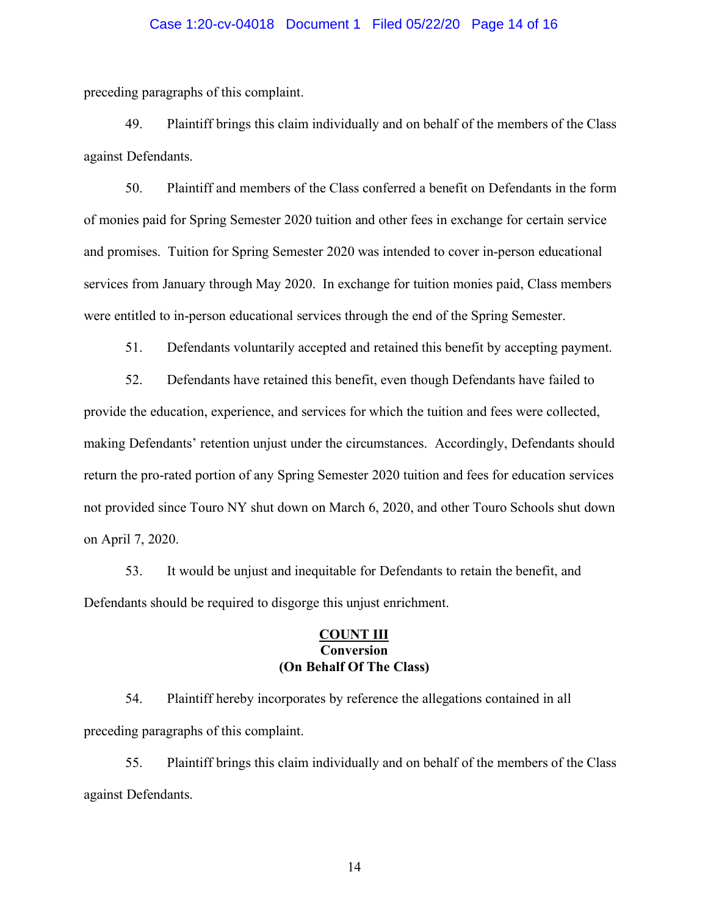preceding paragraphs of this complaint.

49. Plaintiff brings this claim individually and on behalf of the members of the Class against Defendants.

50. Plaintiff and members of the Class conferred a benefit on Defendants in the form of monies paid for Spring Semester 2020 tuition and other fees in exchange for certain service and promises. Tuition for Spring Semester 2020 was intended to cover in-person educational services from January through May 2020. In exchange for tuition monies paid, Class members were entitled to in-person educational services through the end of the Spring Semester.

51. Defendants voluntarily accepted and retained this benefit by accepting payment.

52. Defendants have retained this benefit, even though Defendants have failed to provide the education, experience, and services for which the tuition and fees were collected, making Defendants' retention unjust under the circumstances. Accordingly, Defendants should return the pro-rated portion of any Spring Semester 2020 tuition and fees for education services not provided since Touro NY shut down on March 6, 2020, and other Touro Schools shut down on April 7, 2020.

53. It would be unjust and inequitable for Defendants to retain the benefit, and Defendants should be required to disgorge this unjust enrichment.

## COUNT III
**Conversion**
**(On Behalf Of The Class)**

54. Plaintiff hereby incorporates by reference the allegations contained in all preceding paragraphs of this complaint.

55. Plaintiff brings this claim individually and on behalf of the members of the Class against Defendants.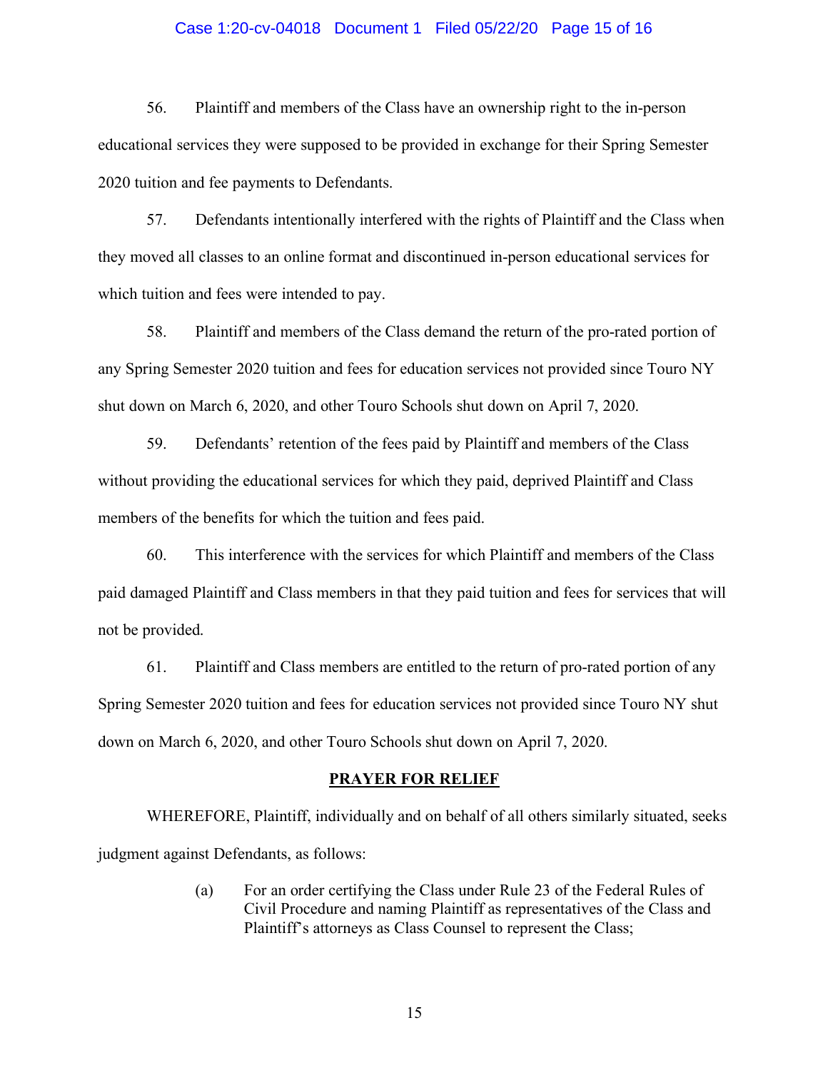56. Plaintiff and members of the Class have an ownership right to the in-person educational services they were supposed to be provided in exchange for their Spring Semester 2020 tuition and fee payments to Defendants.

57. Defendants intentionally interfered with the rights of Plaintiff and the Class when they moved all classes to an online format and discontinued in-person educational services for which tuition and fees were intended to pay.

58. Plaintiff and members of the Class demand the return of the pro-rated portion of any Spring Semester 2020 tuition and fees for education services not provided since Touro NY shut down on March 6, 2020, and other Touro Schools shut down on April 7, 2020.

59. Defendants' retention of the fees paid by Plaintiff and members of the Class without providing the educational services for which they paid, deprived Plaintiff and Class members of the benefits for which the tuition and fees paid.

60. This interference with the services for which Plaintiff and members of the Class paid damaged Plaintiff and Class members in that they paid tuition and fees for services that will not be provided.

61. Plaintiff and Class members are entitled to the return of pro-rated portion of any Spring Semester 2020 tuition and fees for education services not provided since Touro NY shut down on March 6, 2020, and other Touro Schools shut down on April 7, 2020.

## PRAYER FOR RELIEF

WHEREFORE, Plaintiff, individually and on behalf of all others similarly situated, seeks judgment against Defendants, as follows:

(a) For an order certifying the Class under Rule 23 of the Federal Rules of Civil Procedure and naming Plaintiff as representatives of the Class and Plaintiff's attorneys as Class Counsel to represent the Class;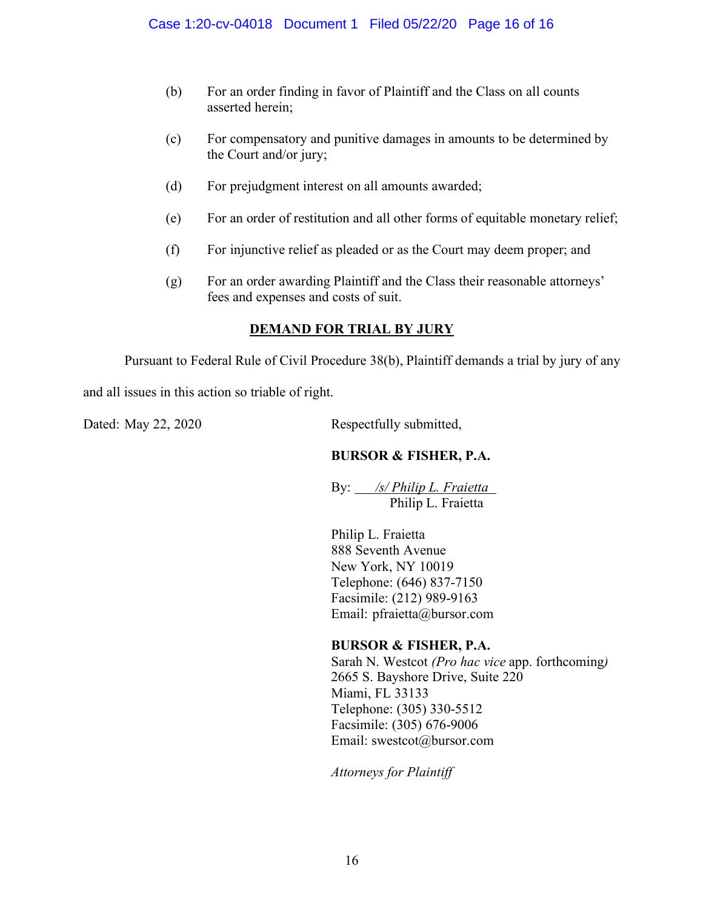(b) For an order finding in favor of Plaintiff and the Class on all counts asserted herein;

(c) For compensatory and punitive damages in amounts to be determined by the Court and/or jury;

(d) For prejudgment interest on all amounts awarded;

(e) For an order of restitution and all other forms of equitable monetary relief;

(f) For injunctive relief as pleaded or as the Court may deem proper; and

(g) For an order awarding Plaintiff and the Class their reasonable attorneys' fees and expenses and costs of suit.

## DEMAND FOR TRIAL BY JURY

Pursuant to Federal Rule of Civil Procedure 38(b), Plaintiff demands a trial by jury of any and all issues in this action so triable of right.

Dated: May 22, 2020

Respectfully submitted,

**BURSOR & FISHER, P.A.**

By: */s/ Philip L. Fraietta*
Philip L. Fraietta

Philip L. Fraietta
888 Seventh Avenue
New York, NY 10019
Telephone: (646) 837-7150
Facsimile: (212) 989-9163
Email: pfraietta@bursor.com

**BURSOR & FISHER, P.A.**
Sarah N. Westcot *(Pro hac vice* app. forthcoming*)*
2665 S. Bayshore Drive, Suite 220
Miami, FL 33133
Telephone: (305) 330-5512
Facsimile: (305) 676-9006
Email: swestcot@bursor.com

*Attorneys for Plaintiff*